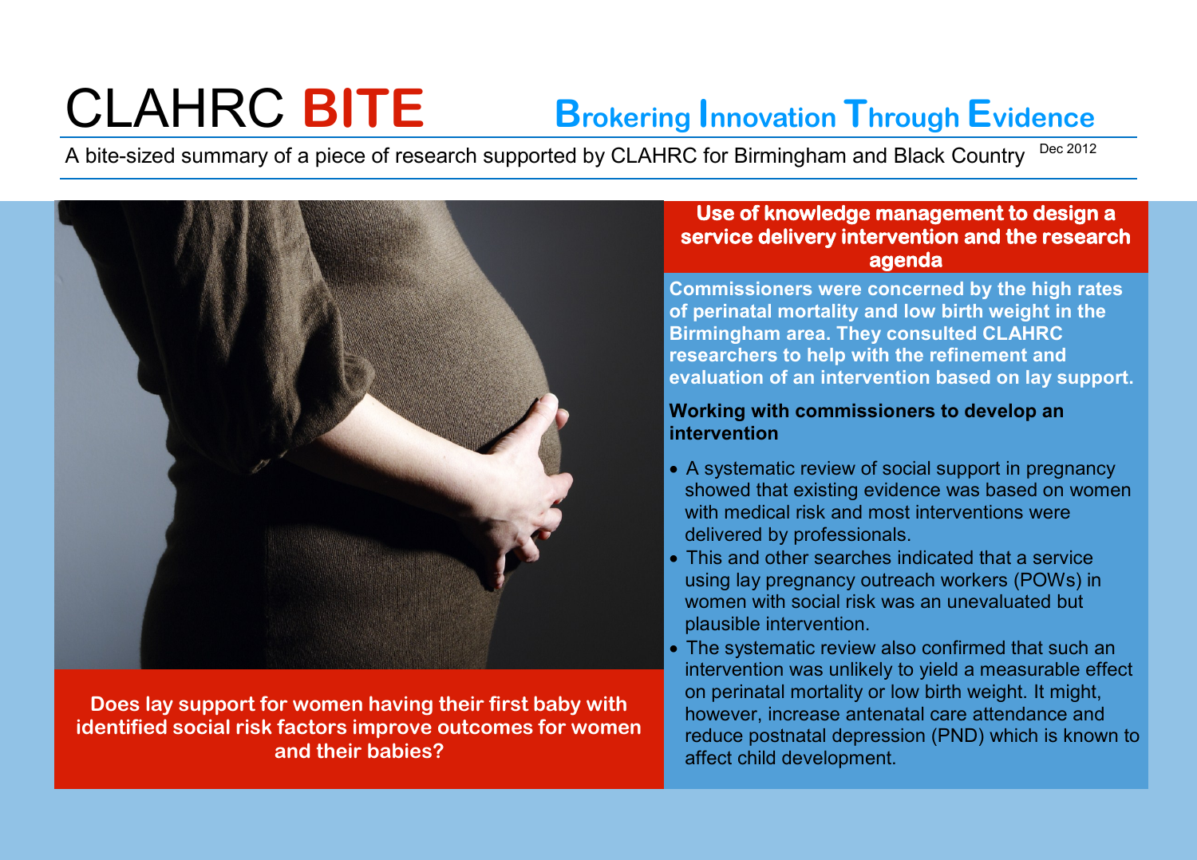# CLAHRC **BITE**

## Brokering Innovation Through Evidence

A bite-sized summary of a piece of research supported by CLAHRC for Birmingham and Black Country Dec 2012

**Does lay support for women having their first baby with identified social risk factors improve outcomes for women and their babies?**

## Use of knowledge management to design a service delivery intervention and the research agenda

**Commissioners were concerned by the high rates of perinatal mortality and low birth weight in the Birmingham area. They consulted CLAHRC researchers to help with the refinement and evaluation of an intervention based on lay support.**

### Working with commissioners to develop an intervention

- A systematic review of social support in pregnancy showed that existing evidence was based on women with medical risk and most interventions were delivered by professionals.
- This and other searches indicated that a service using lay pregnancy outreach workers (POWs) in women with social risk was an unevaluated but plausible intervention.
- The systematic review also confirmed that such an intervention was unlikely to yield a measurable effect on perinatal mortality or low birth weight. It might, however, increase antenatal care attendance and reduce postnatal depression (PND) which is known to affect child development.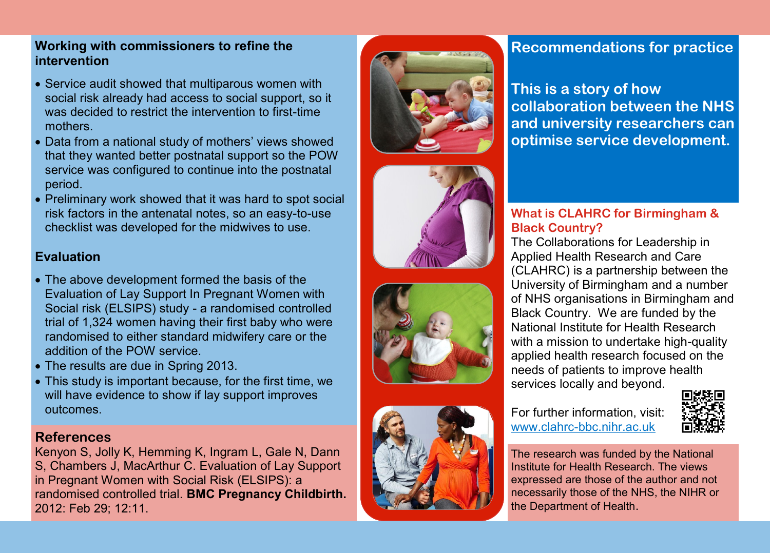## Working with commissioners to refine the intervention

- Service audit showed that multiparous women with social risk already had access to social support, so it was decided to restrict the intervention to first-time mothers.
- Data from a national study of mothers' views showed that they wanted better postnatal support so the POW service was configured to continue into the postnatal period.
- Preliminary work showed that it was hard to spot social risk factors in the antenatal notes, so an easy-to-use checklist was developed for the midwives to use.

## Evaluation

- The above development formed the basis of the Evaluation of Lay Support In Pregnant Women with Social risk (ELSIPS) study - a randomised controlled trial of 1,324 women having their first baby who were randomised to either standard midwifery care or the addition of the POW service.
- The results are due in Spring 2013.
- This study is important because, for the first time, we will have evidence to show if lay support improves outcomes.

## References

Kenyon S, Jolly K, Hemming K, Ingram L, Gale N, Dann S, Chambers J, MacArthur C. Evaluation of Lay Support in Pregnant Women with Social Risk (ELSIPS): a randomised controlled trial. **BMC Pregnancy Childbirth.** 2012: Feb 29; 12:11.

## Recommendations for practice

**This is a story of how collaboration between the NHS and university researchers can optimise service development.**

### What is CLAHRC for Birmingham & Black Country?

The Collaborations for Leadership in Applied Health Research and Care (CLAHRC) is a partnership between the University of Birmingham and a number of NHS organisations in Birmingham and Black Country. We are funded by the National Institute for Health Research with a mission to undertake high-quality applied health research focused on the needs of patients to improve health services locally and beyond.

For further information, visit: www.clahrc-bbc.nihr.ac.uk

The research was funded by the National Institute for Health Research. The views expressed are those of the author and not necessarily those of the NHS, the NIHR or the Department of Health.